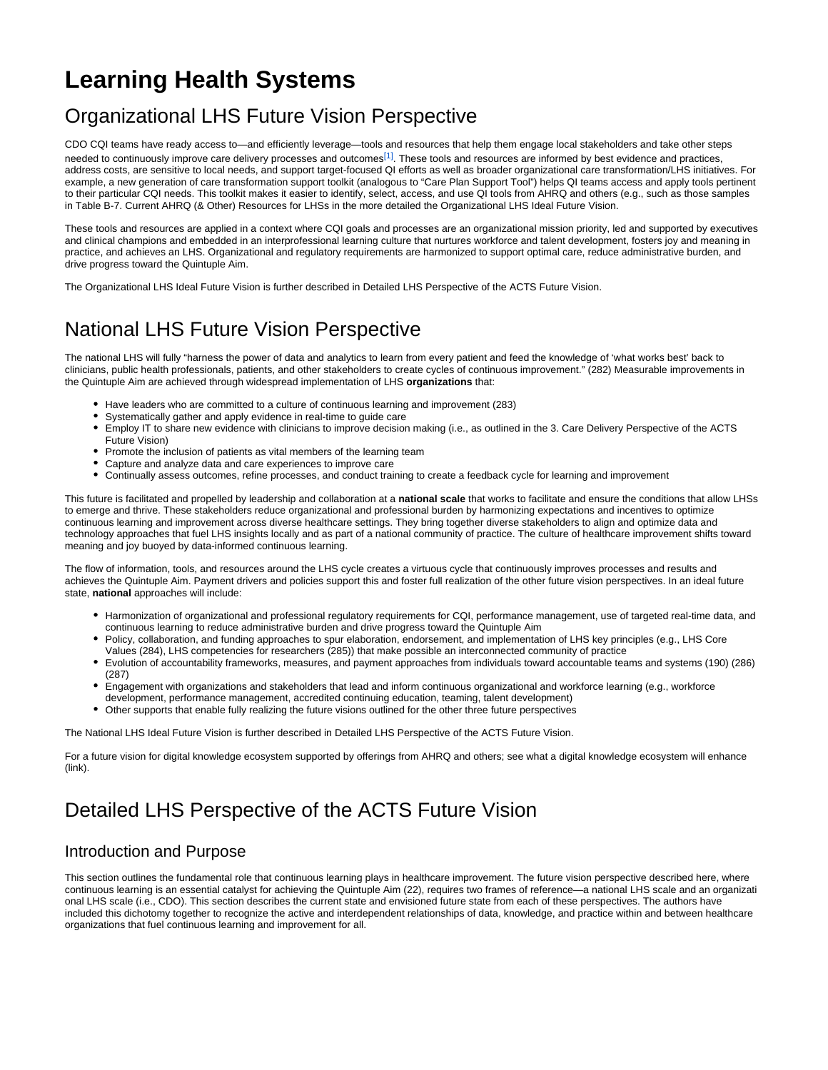# Learning Health Systems

## Organizational LHS Future Vision Perspective

CDO CQI teams have ready access to—and efficiently leverage—tools and resources that help them engage local stakeholders and take other steps needed to continuously improve care delivery processes and outcomes[1]. These tools and resources are informed by best evidence and practices, address costs, are sensitive to local needs, and support target-focused QI efforts as well as broader organizational care transformation/LHS initiatives. For example, a new generation of care transformation support toolkit (analogous to "Care Plan Support Tool") helps QI teams access and apply tools pertinent to their particular CQI needs. This toolkit makes it easier to identify, select, access, and use QI tools from AHRQ and others (e.g., such as those samples in Table B-7. Current AHRQ (& Other) Resources for LHSs in the more detailed the Organizational LHS Ideal Future Vision.

These tools and resources are applied in a context where CQI goals and processes are an organizational mission priority, led and supported by executives and clinical champions and embedded in an interprofessional learning culture that nurtures workforce and talent development, fosters joy and meaning in practice, and achieves an LHS. Organizational and regulatory requirements are harmonized to support optimal care, reduce administrative burden, and drive progress toward the Quintuple Aim.

The Organizational LHS Ideal Future Vision is further described in Detailed LHS Perspective of the ACTS Future Vision.

## National LHS Future Vision Perspective

The national LHS will fully "harness the power of data and analytics to learn from every patient and feed the knowledge of 'what works best' back to clinicians, public health professionals, patients, and other stakeholders to create cycles of continuous improvement." (282) Measurable improvements in the Quintuple Aim are achieved through widespread implementation of LHS **organizations** that:

- Have leaders who are committed to a culture of continuous learning and improvement (283)
- Systematically gather and apply evidence in real-time to guide care
- Employ IT to share new evidence with clinicians to improve decision making (i.e., as outlined in the 3. Care Delivery Perspective of the ACTS Future Vision)
- Promote the inclusion of patients as vital members of the learning team
- Capture and analyze data and care experiences to improve care
- Continually assess outcomes, refine processes, and conduct training to create a feedback cycle for learning and improvement

This future is facilitated and propelled by leadership and collaboration at a **national scale** that works to facilitate and ensure the conditions that allow LHSs to emerge and thrive. These stakeholders reduce organizational and professional burden by harmonizing expectations and incentives to optimize continuous learning and improvement across diverse healthcare settings. They bring together diverse stakeholders to align and optimize data and technology approaches that fuel LHS insights locally and as part of a national community of practice. The culture of healthcare improvement shifts toward meaning and joy buoyed by data-informed continuous learning.

The flow of information, tools, and resources around the LHS cycle creates a virtuous cycle that continuously improves processes and results and achieves the Quintuple Aim. Payment drivers and policies support this and foster full realization of the other future vision perspectives. In an ideal future state, **national** approaches will include:

- Harmonization of organizational and professional regulatory requirements for CQI, performance management, use of targeted real-time data, and continuous learning to reduce administrative burden and drive progress toward the Quintuple Aim
- Policy, collaboration, and funding approaches to spur elaboration, endorsement, and implementation of LHS key principles (e.g., LHS Core Values (284), LHS competencies for researchers (285)) that make possible an interconnected community of practice
- Evolution of accountability frameworks, measures, and payment approaches from individuals toward accountable teams and systems (190) (286) (287)
- Engagement with organizations and stakeholders that lead and inform continuous organizational and workforce learning (e.g., workforce development, performance management, accredited continuing education, teaming, talent development)
- Other supports that enable fully realizing the future visions outlined for the other three future perspectives

The National LHS Ideal Future Vision is further described in Detailed LHS Perspective of the ACTS Future Vision.

For a future vision for digital knowledge ecosystem supported by offerings from AHRQ and others; see what a digital knowledge ecosystem will enhance (link).

## Detailed LHS Perspective of the ACTS Future Vision

### Introduction and Purpose

This section outlines the fundamental role that continuous learning plays in healthcare improvement. The future vision perspective described here, where continuous learning is an essential catalyst for achieving the Quintuple Aim (22), requires two frames of reference—a national LHS scale and an organizational LHS scale (i.e., CDO). This section describes the current state and envisioned future state from each of these perspectives. The authors have included this dichotomy together to recognize the active and interdependent relationships of data, knowledge, and practice within and between healthcare organizations that fuel continuous learning and improvement for all.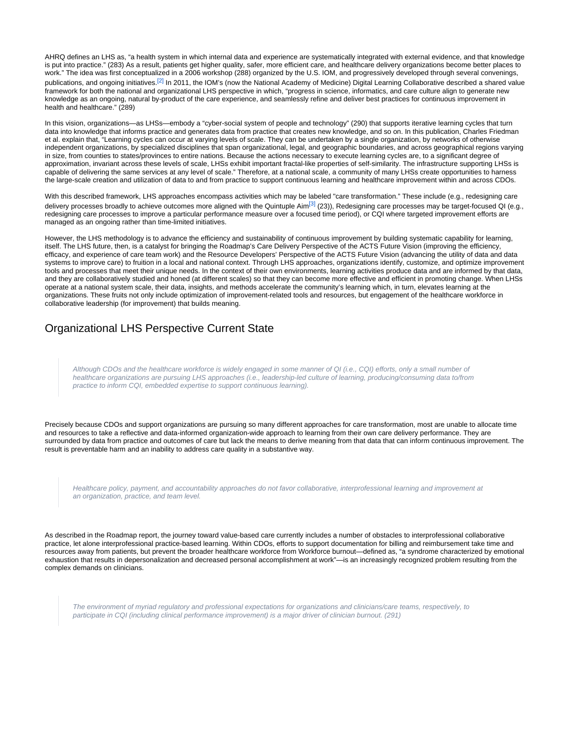AHRQ defines an LHS as, "a health system in which internal data and experience are systematically integrated with external evidence, and that knowledge is put into practice." (283) As a result, patients get higher quality, safer, more efficient care, and healthcare delivery organizations become better places to work." The idea was first conceptualized in a 2006 workshop (288) organized by the U.S. IOM, and progressively developed through several convenings, publications, and ongoing initiatives.[2] In 2011, the IOM's (now the National Academy of Medicine) Digital Learning Collaborative described a shared value framework for both the national and organizational LHS perspective in which, "progress in science, informatics, and care culture align to generate new knowledge as an ongoing, natural by-product of the care experience, and seamlessly refine and deliver best practices for continuous improvement in health and healthcare." (289)

In this vision, organizations—as LHSs—embody a "cyber-social system of people and technology" (290) that supports iterative learning cycles that turn data into knowledge that informs practice and generates data from practice that creates new knowledge, and so on. In this publication, Charles Friedman et al. explain that, "Learning cycles can occur at varying levels of scale. They can be undertaken by a single organization, by networks of otherwise independent organizations, by specialized disciplines that span organizational, legal, and geographic boundaries, and across geographical regions varying in size, from counties to states/provinces to entire nations. Because the actions necessary to execute learning cycles are, to a significant degree of approximation, invariant across these levels of scale, LHSs exhibit important fractal-like properties of self-similarity. The infrastructure supporting LHSs is capable of delivering the same services at any level of scale." Therefore, at a national scale, a community of many LHSs create opportunities to harness the large-scale creation and utilization of data to and from practice to support continuous learning and healthcare improvement within and across CDOs.

With this described framework, LHS approaches encompass activities which may be labeled "care transformation." These include (e.g., redesigning care delivery processes broadly to achieve outcomes more aligned with the Quintuple Aim[3] (23)), Redesigning care processes may be target-focused QI (e.g., redesigning care processes to improve a particular performance measure over a focused time period), or CQI where targeted improvement efforts are managed as an ongoing rather than time-limited initiatives.

However, the LHS methodology is to advance the efficiency and sustainability of continuous improvement by building systematic capability for learning, itself. The LHS future, then, is a catalyst for bringing the Roadmap's Care Delivery Perspective of the ACTS Future Vision (improving the efficiency, efficacy, and experience of care team work) and the Resource Developers' Perspective of the ACTS Future Vision (advancing the utility of data and data systems to improve care) to fruition in a local and national context. Through LHS approaches, organizations identify, customize, and optimize improvement tools and processes that meet their unique needs. In the context of their own environments, learning activities produce data and are informed by that data, and they are collaboratively studied and honed (at different scales) so that they can become more effective and efficient in promoting change. When LHSs operate at a national system scale, their data, insights, and methods accelerate the community's learning which, in turn, elevates learning at the organizations. These fruits not only include optimization of improvement-related tools and resources, but engagement of the healthcare workforce in collaborative leadership (for improvement) that builds meaning.

## Organizational LHS Perspective Current State

> *Although CDOs and the healthcare workforce is widely engaged in some manner of QI (i.e., CQI) efforts, only a small number of healthcare organizations are pursuing LHS approaches (i.e., leadership-led culture of learning, producing/consuming data to/from practice to inform CQI, embedded expertise to support continuous learning).*

Precisely because CDOs and support organizations are pursuing so many different approaches for care transformation, most are unable to allocate time and resources to take a reflective and data-informed organization-wide approach to learning from their own care delivery performance. They are surrounded by data from practice and outcomes of care but lack the means to derive meaning from that data that can inform continuous improvement. The result is preventable harm and an inability to address care quality in a substantive way.

> *Healthcare policy, payment, and accountability approaches do not favor collaborative, interprofessional learning and improvement at an organization, practice, and team level.*

As described in the Roadmap report, the journey toward value-based care currently includes a number of obstacles to interprofessional collaborative practice, let alone interprofessional practice-based learning. Within CDOs, efforts to support documentation for billing and reimbursement take time and resources away from patients, but prevent the broader healthcare workforce from Workforce burnout—defined as, "a syndrome characterized by emotional exhaustion that results in depersonalization and decreased personal accomplishment at work"—is an increasingly recognized problem resulting from the complex demands on clinicians.

> *The environment of myriad regulatory and professional expectations for organizations and clinicians/care teams, respectively, to participate in CQI (including clinical performance improvement) is a major driver of clinician burnout. (291)*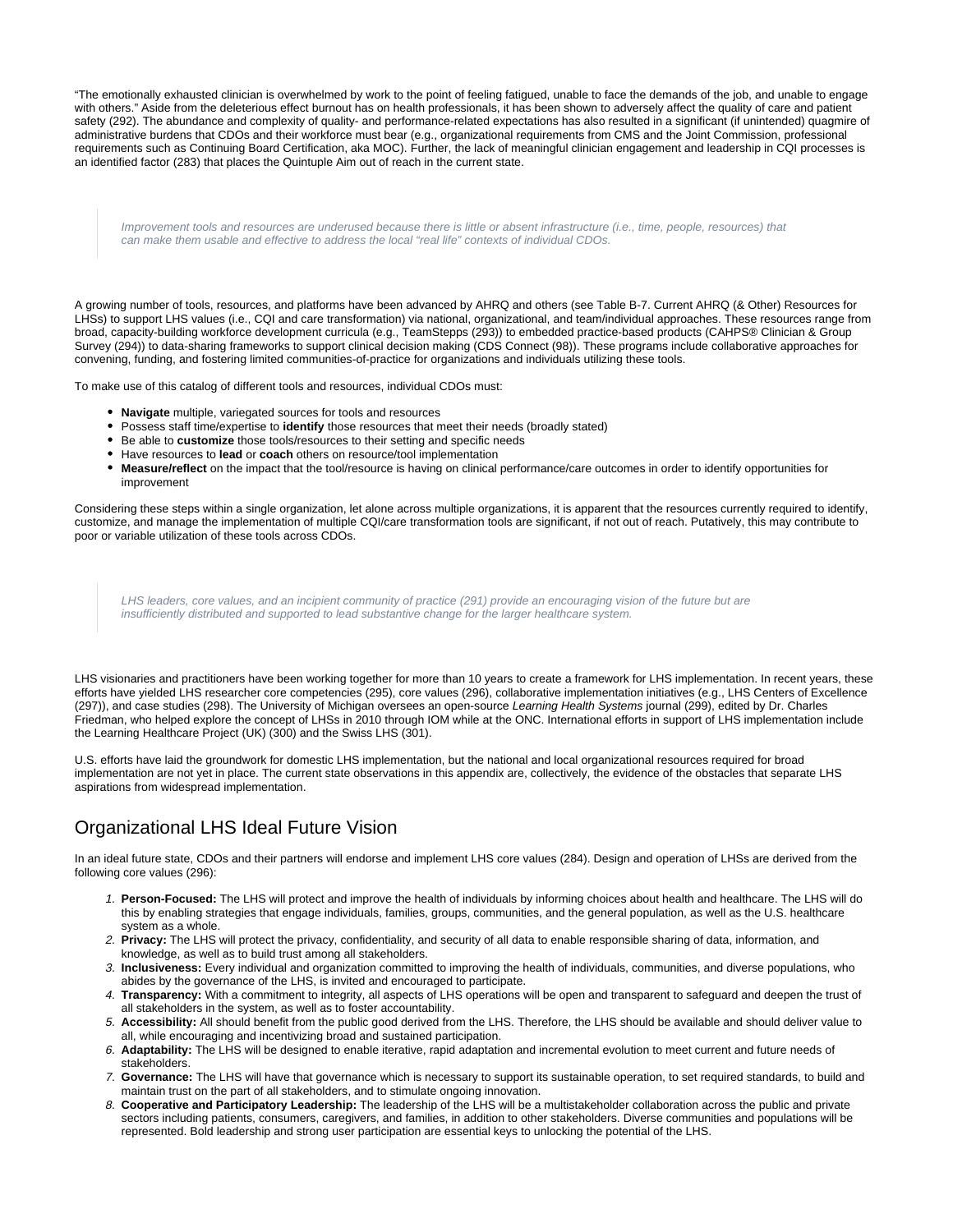“The emotionally exhausted clinician is overwhelmed by work to the point of feeling fatigued, unable to face the demands of the job, and unable to engage with others.” Aside from the deleterious effect burnout has on health professionals, it has been shown to adversely affect the quality of care and patient safety (292). The abundance and complexity of quality- and performance-related expectations has also resulted in a significant (if unintended) quagmire of administrative burdens that CDOs and their workforce must bear (e.g., organizational requirements from CMS and the Joint Commission, professional requirements such as Continuing Board Certification, aka MOC). Further, the lack of meaningful clinician engagement and leadership in CQI processes is an identified factor (283) that places the Quintuple Aim out of reach in the current state.

> *Improvement tools and resources are underused because there is little or absent infrastructure (i.e., time, people, resources) that can make them usable and effective to address the local “real life” contexts of individual CDOs.*

A growing number of tools, resources, and platforms have been advanced by AHRQ and others (see Table B-7. Current AHRQ (& Other) Resources for LHSs) to support LHS values (i.e., CQI and care transformation) via national, organizational, and team/individual approaches. These resources range from broad, capacity-building workforce development curricula (e.g., TeamStepps (293)) to embedded practice-based products (CAHPS® Clinician & Group Survey (294)) to data-sharing frameworks to support clinical decision making (CDS Connect (98)). These programs include collaborative approaches for convening, funding, and fostering limited communities-of-practice for organizations and individuals utilizing these tools.

To make use of this catalog of different tools and resources, individual CDOs must:

- **Navigate** multiple, variegated sources for tools and resources
- Possess staff time/expertise to **identify** those resources that meet their needs (broadly stated)
- Be able to **customize** those tools/resources to their setting and specific needs
- Have resources to **lead** or **coach** others on resource/tool implementation
- **Measure/reflect** on the impact that the tool/resource is having on clinical performance/care outcomes in order to identify opportunities for improvement

Considering these steps within a single organization, let alone across multiple organizations, it is apparent that the resources currently required to identify, customize, and manage the implementation of multiple CQI/care transformation tools are significant, if not out of reach. Putatively, this may contribute to poor or variable utilization of these tools across CDOs.

> *LHS leaders, core values, and an incipient community of practice (291) provide an encouraging vision of the future but are insufficiently distributed and supported to lead substantive change for the larger healthcare system.*

LHS visionaries and practitioners have been working together for more than 10 years to create a framework for LHS implementation. In recent years, these efforts have yielded LHS researcher core competencies (295), core values (296), collaborative implementation initiatives (e.g., LHS Centers of Excellence (297)), and case studies (298). The University of Michigan oversees an open-source *Learning Health Systems* journal (299), edited by Dr. Charles Friedman, who helped explore the concept of LHSs in 2010 through IOM while at the ONC. International efforts in support of LHS implementation include the Learning Healthcare Project (UK) (300) and the Swiss LHS (301).

U.S. efforts have laid the groundwork for domestic LHS implementation, but the national and local organizational resources required for broad implementation are not yet in place. The current state observations in this appendix are, collectively, the evidence of the obstacles that separate LHS aspirations from widespread implementation.

## Organizational LHS Ideal Future Vision

In an ideal future state, CDOs and their partners will endorse and implement LHS core values (284). Design and operation of LHSs are derived from the following core values (296):

1. **Person-Focused:** The LHS will protect and improve the health of individuals by informing choices about health and healthcare. The LHS will do this by enabling strategies that engage individuals, families, groups, communities, and the general population, as well as the U.S. healthcare system as a whole.
2. **Privacy:** The LHS will protect the privacy, confidentiality, and security of all data to enable responsible sharing of data, information, and knowledge, as well as to build trust among all stakeholders.
3. **Inclusiveness:** Every individual and organization committed to improving the health of individuals, communities, and diverse populations, who abides by the governance of the LHS, is invited and encouraged to participate.
4. **Transparency:** With a commitment to integrity, all aspects of LHS operations will be open and transparent to safeguard and deepen the trust of all stakeholders in the system, as well as to foster accountability.
5. **Accessibility:** All should benefit from the public good derived from the LHS. Therefore, the LHS should be available and should deliver value to all, while encouraging and incentivizing broad and sustained participation.
6. **Adaptability:** The LHS will be designed to enable iterative, rapid adaptation and incremental evolution to meet current and future needs of stakeholders.
7. **Governance:** The LHS will have that governance which is necessary to support its sustainable operation, to set required standards, to build and maintain trust on the part of all stakeholders, and to stimulate ongoing innovation.
8. **Cooperative and Participatory Leadership:** The leadership of the LHS will be a multistakeholder collaboration across the public and private sectors including patients, consumers, caregivers, and families, in addition to other stakeholders. Diverse communities and populations will be represented. Bold leadership and strong user participation are essential keys to unlocking the potential of the LHS.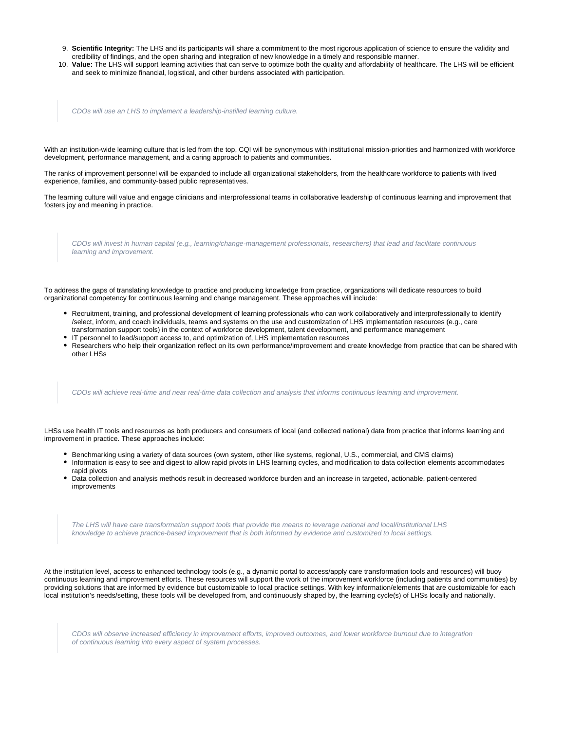9. **Scientific Integrity:** The LHS and its participants will share a commitment to the most rigorous application of science to ensure the validity and credibility of findings, and the open sharing and integration of new knowledge in a timely and responsible manner.
10. **Value:** The LHS will support learning activities that can serve to optimize both the quality and affordability of healthcare. The LHS will be efficient and seek to minimize financial, logistical, and other burdens associated with participation.

> *CDOs will use an LHS to implement a leadership-instilled learning culture.*

With an institution-wide learning culture that is led from the top, CQI will be synonymous with institutional mission-priorities and harmonized with workforce development, performance management, and a caring approach to patients and communities.

The ranks of improvement personnel will be expanded to include all organizational stakeholders, from the healthcare workforce to patients with lived experience, families, and community-based public representatives.

The learning culture will value and engage clinicians and interprofessional teams in collaborative leadership of continuous learning and improvement that fosters joy and meaning in practice.

> *CDOs will invest in human capital (e.g., learning/change-management professionals, researchers) that lead and facilitate continuous learning and improvement.*

To address the gaps of translating knowledge to practice and producing knowledge from practice, organizations will dedicate resources to build organizational competency for continuous learning and change management. These approaches will include:

- Recruitment, training, and professional development of learning professionals who can work collaboratively and interprofessionally to identify /select, inform, and coach individuals, teams and systems on the use and customization of LHS implementation resources (e.g., care transformation support tools) in the context of workforce development, talent development, and performance management
- IT personnel to lead/support access to, and optimization of, LHS implementation resources
- Researchers who help their organization reflect on its own performance/improvement and create knowledge from practice that can be shared with other LHSs

> *CDOs will achieve real-time and near real-time data collection and analysis that informs continuous learning and improvement.*

LHSs use health IT tools and resources as both producers and consumers of local (and collected national) data from practice that informs learning and improvement in practice. These approaches include:

- Benchmarking using a variety of data sources (own system, other like systems, regional, U.S., commercial, and CMS claims)
- Information is easy to see and digest to allow rapid pivots in LHS learning cycles, and modification to data collection elements accommodates rapid pivots
- Data collection and analysis methods result in decreased workforce burden and an increase in targeted, actionable, patient-centered improvements

> *The LHS will have care transformation support tools that provide the means to leverage national and local/institutional LHS knowledge to achieve practice-based improvement that is both informed by evidence and customized to local settings.*

At the institution level, access to enhanced technology tools (e.g., a dynamic portal to access/apply care transformation tools and resources) will buoy continuous learning and improvement efforts. These resources will support the work of the improvement workforce (including patients and communities) by providing solutions that are informed by evidence but customizable to local practice settings. With key information/elements that are customizable for each local institution's needs/setting, these tools will be developed from, and continuously shaped by, the learning cycle(s) of LHSs locally and nationally.

> *CDOs will observe increased efficiency in improvement efforts, improved outcomes, and lower workforce burnout due to integration of continuous learning into every aspect of system processes.*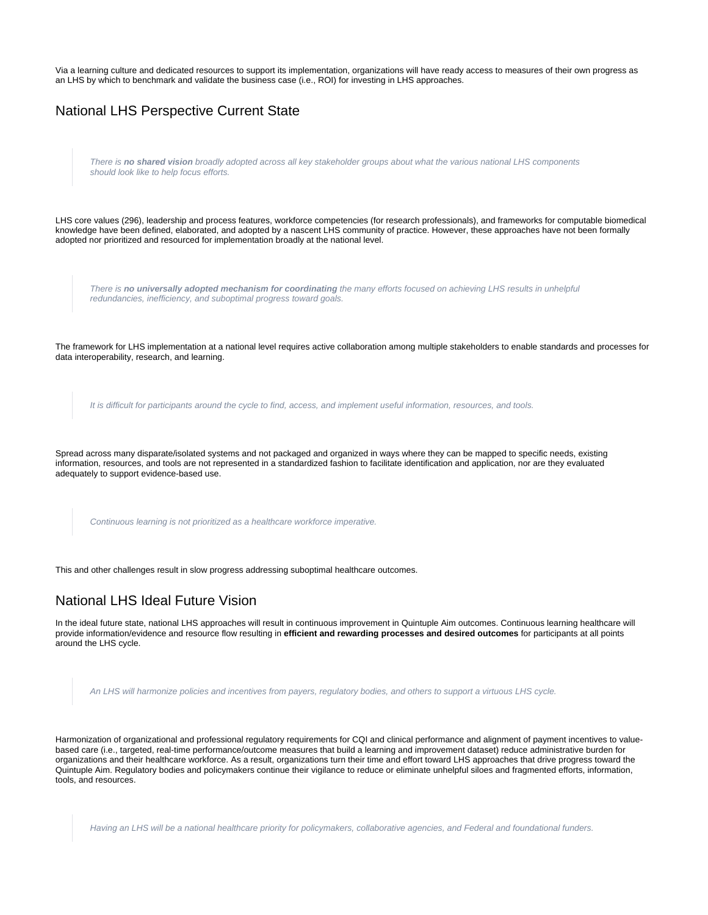Via a learning culture and dedicated resources to support its implementation, organizations will have ready access to measures of their own progress as an LHS by which to benchmark and validate the business case (i.e., ROI) for investing in LHS approaches.

## National LHS Perspective Current State

> *There is **no shared vision** broadly adopted across all key stakeholder groups about what the various national LHS components should look like to help focus efforts.*

LHS core values (296), leadership and process features, workforce competencies (for research professionals), and frameworks for computable biomedical knowledge have been defined, elaborated, and adopted by a nascent LHS community of practice. However, these approaches have not been formally adopted nor prioritized and resourced for implementation broadly at the national level.

> *There is **no universally adopted mechanism for coordinating** the many efforts focused on achieving LHS results in unhelpful redundancies, inefficiency, and suboptimal progress toward goals.*

The framework for LHS implementation at a national level requires active collaboration among multiple stakeholders to enable standards and processes for data interoperability, research, and learning.

> *It is difficult for participants around the cycle to find, access, and implement useful information, resources, and tools.*

Spread across many disparate/isolated systems and not packaged and organized in ways where they can be mapped to specific needs, existing information, resources, and tools are not represented in a standardized fashion to facilitate identification and application, nor are they evaluated adequately to support evidence-based use.

> *Continuous learning is not prioritized as a healthcare workforce imperative.*

This and other challenges result in slow progress addressing suboptimal healthcare outcomes.

## National LHS Ideal Future Vision

In the ideal future state, national LHS approaches will result in continuous improvement in Quintuple Aim outcomes. Continuous learning healthcare will provide information/evidence and resource flow resulting in **efficient and rewarding processes and desired outcomes** for participants at all points around the LHS cycle.

> *An LHS will harmonize policies and incentives from payers, regulatory bodies, and others to support a virtuous LHS cycle.*

Harmonization of organizational and professional regulatory requirements for CQI and clinical performance and alignment of payment incentives to value-based care (i.e., targeted, real-time performance/outcome measures that build a learning and improvement dataset) reduce administrative burden for organizations and their healthcare workforce. As a result, organizations turn their time and effort toward LHS approaches that drive progress toward the Quintuple Aim. Regulatory bodies and policymakers continue their vigilance to reduce or eliminate unhelpful siloes and fragmented efforts, information, tools, and resources.

> *Having an LHS will be a national healthcare priority for policymakers, collaborative agencies, and Federal and foundational funders.*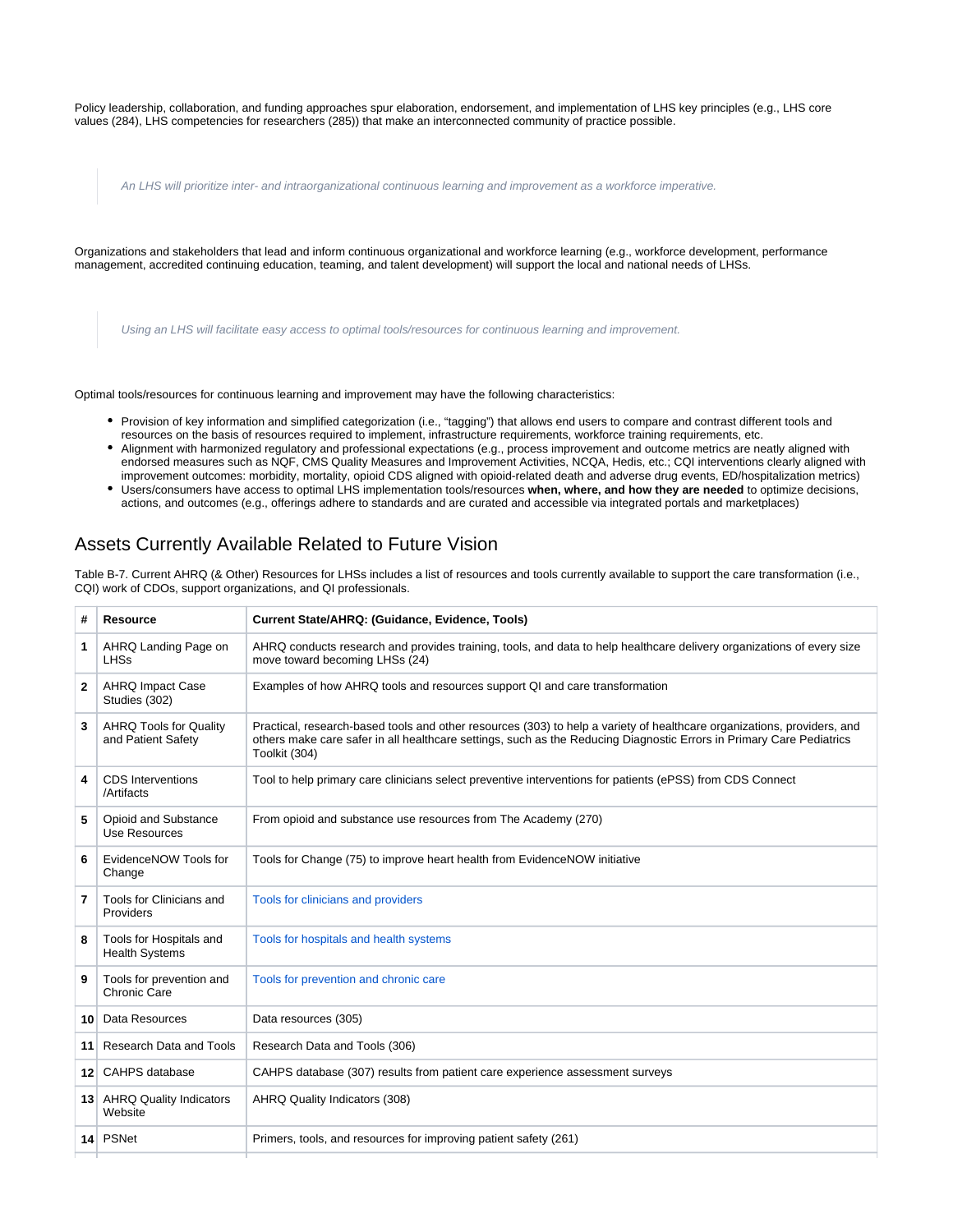Policy leadership, collaboration, and funding approaches spur elaboration, endorsement, and implementation of LHS key principles (e.g., LHS core values (284), LHS competencies for researchers (285)) that make an interconnected community of practice possible.

> *An LHS will prioritize inter- and intraorganizational continuous learning and improvement as a workforce imperative.*

Organizations and stakeholders that lead and inform continuous organizational and workforce learning (e.g., workforce development, performance management, accredited continuing education, teaming, and talent development) will support the local and national needs of LHSs.

> *Using an LHS will facilitate easy access to optimal tools/resources for continuous learning and improvement.*

Optimal tools/resources for continuous learning and improvement may have the following characteristics:

- Provision of key information and simplified categorization (i.e., "tagging") that allows end users to compare and contrast different tools and resources on the basis of resources required to implement, infrastructure requirements, workforce training requirements, etc.
- Alignment with harmonized regulatory and professional expectations (e.g., process improvement and outcome metrics are neatly aligned with endorsed measures such as NQF, CMS Quality Measures and Improvement Activities, NCQA, Hedis, etc.; CQI interventions clearly aligned with improvement outcomes: morbidity, mortality, opioid CDS aligned with opioid-related death and adverse drug events, ED/hospitalization metrics)
- Users/consumers have access to optimal LHS implementation tools/resources **when, where, and how they are needed** to optimize decisions, actions, and outcomes (e.g., offerings adhere to standards and are curated and accessible via integrated portals and marketplaces)

## Assets Currently Available Related to Future Vision

Table B-7. Current AHRQ (& Other) Resources for LHSs includes a list of resources and tools currently available to support the care transformation (i.e., CQI) work of CDOs, support organizations, and QI professionals.

| # | Resource | Current State/AHRQ: (Guidance, Evidence, Tools) |
|---|---|---|
| 1 | AHRQ Landing Page on LHSs | AHRQ conducts research and provides training, tools, and data to help healthcare delivery organizations of every size move toward becoming LHSs (24) |
| 2 | AHRQ Impact Case Studies (302) | Examples of how AHRQ tools and resources support QI and care transformation |
| 3 | AHRQ Tools for Quality and Patient Safety | Practical, research-based tools and other resources (303) to help a variety of healthcare organizations, providers, and others make care safer in all healthcare settings, such as the Reducing Diagnostic Errors in Primary Care Pediatrics Toolkit (304) |
| 4 | CDS Interventions /Artifacts | Tool to help primary care clinicians select preventive interventions for patients (ePSS) from CDS Connect |
| 5 | Opioid and Substance Use Resources | From opioid and substance use resources from The Academy (270) |
| 6 | EvidenceNOW Tools for Change | Tools for Change (75) to improve heart health from EvidenceNOW initiative |
| 7 | Tools for Clinicians and Providers | Tools for clinicians and providers |
| 8 | Tools for Hospitals and Health Systems | Tools for hospitals and health systems |
| 9 | Tools for prevention and Chronic Care | Tools for prevention and chronic care |
| 10 | Data Resources | Data resources (305) |
| 11 | Research Data and Tools | Research Data and Tools (306) |
| 12 | CAHPS database | CAHPS database (307) results from patient care experience assessment surveys |
| 13 | AHRQ Quality Indicators Website | AHRQ Quality Indicators (308) |
| 14 | PSNet | Primers, tools, and resources for improving patient safety (261) |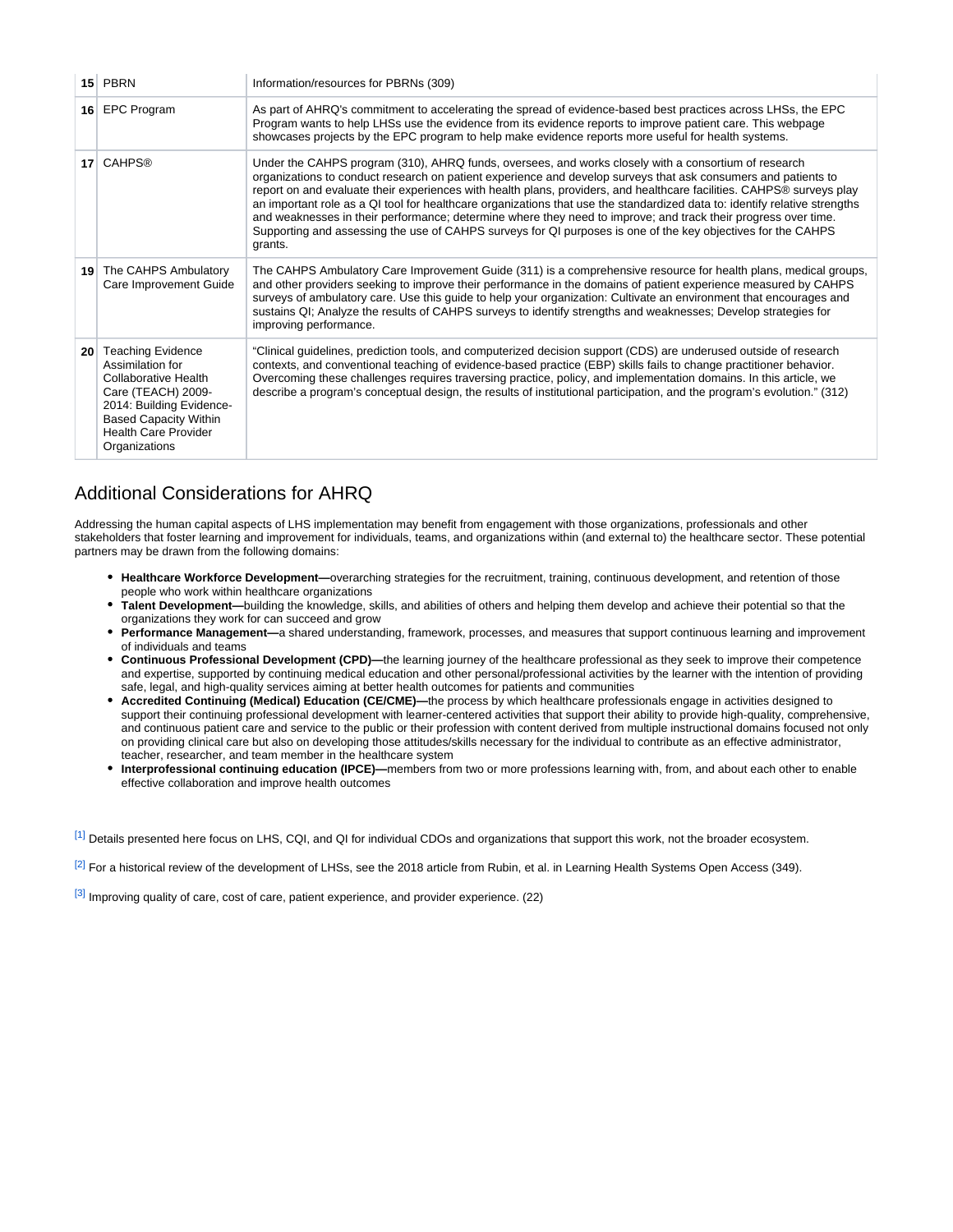| | | |
|---|---|---|
| 15 | PBRN | Information/resources for PBRNs (309) |
| 16 | EPC Program | As part of AHRQ's commitment to accelerating the spread of evidence-based best practices across LHSs, the EPC Program wants to help LHSs use the evidence from its evidence reports to improve patient care. This webpage showcases projects by the EPC program to help make evidence reports more useful for health systems. |
| 17 | CAHPS® | Under the CAHPS program (310), AHRQ funds, oversees, and works closely with a consortium of research organizations to conduct research on patient experience and develop surveys that ask consumers and patients to report on and evaluate their experiences with health plans, providers, and healthcare facilities. CAHPS® surveys play an important role as a QI tool for healthcare organizations that use the standardized data to: identify relative strengths and weaknesses in their performance; determine where they need to improve; and track their progress over time. Supporting and assessing the use of CAHPS surveys for QI purposes is one of the key objectives for the CAHPS grants. |
| 19 | The CAHPS Ambulatory Care Improvement Guide | The CAHPS Ambulatory Care Improvement Guide (311) is a comprehensive resource for health plans, medical groups, and other providers seeking to improve their performance in the domains of patient experience measured by CAHPS surveys of ambulatory care. Use this guide to help your organization: Cultivate an environment that encourages and sustains QI; Analyze the results of CAHPS surveys to identify strengths and weaknesses; Develop strategies for improving performance. |
| 20 | Teaching Evidence Assimilation for Collaborative Health Care (TEACH) 2009-2014: Building Evidence-Based Capacity Within Health Care Provider Organizations | "Clinical guidelines, prediction tools, and computerized decision support (CDS) are underused outside of research contexts, and conventional teaching of evidence-based practice (EBP) skills fails to change practitioner behavior. Overcoming these challenges requires traversing practice, policy, and implementation domains. In this article, we describe a program's conceptual design, the results of institutional participation, and the program's evolution." (312) |

## Additional Considerations for AHRQ

Addressing the human capital aspects of LHS implementation may benefit from engagement with those organizations, professionals and other stakeholders that foster learning and improvement for individuals, teams, and organizations within (and external to) the healthcare sector. These potential partners may be drawn from the following domains:

- **Healthcare Workforce Development—**overarching strategies for the recruitment, training, continuous development, and retention of those people who work within healthcare organizations
- **Talent Development—**building the knowledge, skills, and abilities of others and helping them develop and achieve their potential so that the organizations they work for can succeed and grow
- **Performance Management—**a shared understanding, framework, processes, and measures that support continuous learning and improvement of individuals and teams
- **Continuous Professional Development (CPD)—**the learning journey of the healthcare professional as they seek to improve their competence and expertise, supported by continuing medical education and other personal/professional activities by the learner with the intention of providing safe, legal, and high-quality services aiming at better health outcomes for patients and communities
- **Accredited Continuing (Medical) Education (CE/CME)—**the process by which healthcare professionals engage in activities designed to support their continuing professional development with learner-centered activities that support their ability to provide high-quality, comprehensive, and continuous patient care and service to the public or their profession with content derived from multiple instructional domains focused not only on providing clinical care but also on developing those attitudes/skills necessary for the individual to contribute as an effective administrator, teacher, researcher, and team member in the healthcare system
- **Interprofessional continuing education (IPCE)—**members from two or more professions learning with, from, and about each other to enable effective collaboration and improve health outcomes

[1] Details presented here focus on LHS, CQI, and QI for individual CDOs and organizations that support this work, not the broader ecosystem.

[2] For a historical review of the development of LHSs, see the 2018 article from Rubin, et al. in Learning Health Systems Open Access (349).

[3] Improving quality of care, cost of care, patient experience, and provider experience. (22)